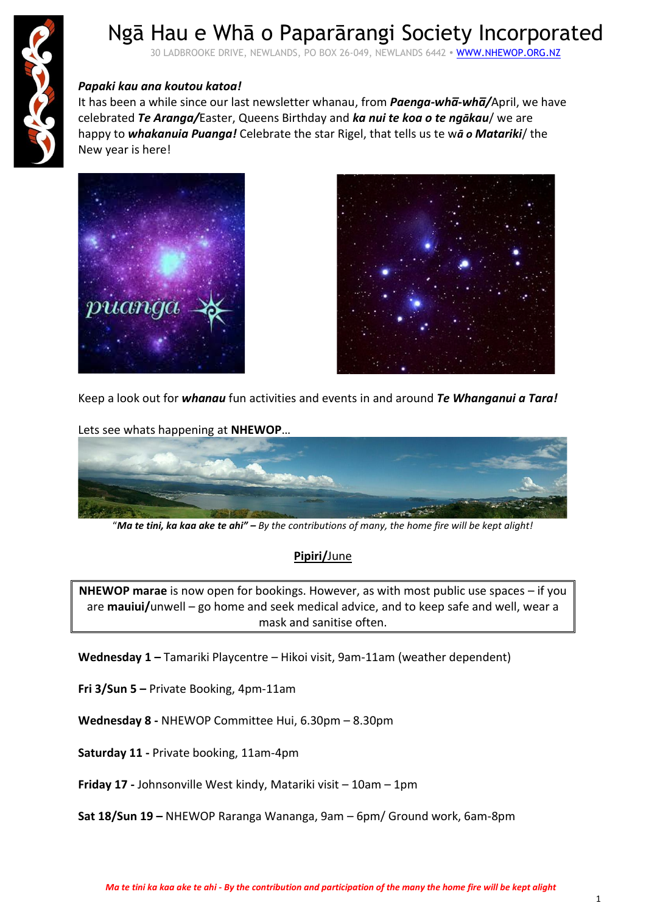# Ngā Hau e Whā o Paparārangi Society Incorporated

30 LADBROOKE DRIVE, NEWLANDS, PO BOX 26-049, NEWLANDS 6442 • WWW.NHEWOP.ORG.NZ

***Papaki kau ana koutou katoa!***

It has been a while since our last newsletter whanau, from ***Paenga-whā-whā/***April, we have celebrated ***Te Aranga/***Easter, Queens Birthday and ***ka nui te koa o te ngākau***/ we are happy to ***whakanuia Puanga!*** Celebrate the star Rigel, that tells us te w***ā o Matariki***/ the New year is here!

Keep a look out for ***whanau*** fun activities and events in and around ***Te Whanganui a Tara!***

Lets see whats happening at **NHEWOP**…

"***Ma te tini, ka kaa ake te ahi" –*** *By the contributions of many, the home fire will be kept alight!*

## Pipiri/June

> **NHEWOP marae** is now open for bookings. However, as with most public use spaces – if you are **mauiui/**unwell – go home and seek medical advice, and to keep safe and well, wear a mask and sanitise often.

**Wednesday 1 –** Tamariki Playcentre – Hikoi visit, 9am-11am (weather dependent)

**Fri 3/Sun 5 –** Private Booking, 4pm-11am

**Wednesday 8 -** NHEWOP Committee Hui, 6.30pm – 8.30pm

**Saturday 11 -** Private booking, 11am-4pm

**Friday 17 -** Johnsonville West kindy, Matariki visit – 10am – 1pm

**Sat 18/Sun 19 –** NHEWOP Raranga Wananga, 9am – 6pm/ Ground work, 6am-8pm

***Ma te tini ka kaa ake te ahi - By the contribution and participation of the many the home fire will be kept alight***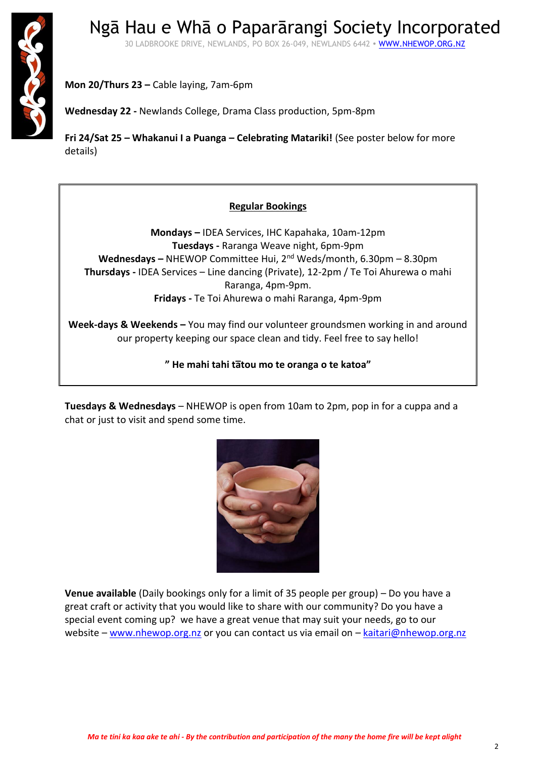# Ngā Hau e Whā o Paparārangi Society Incorporated

30 LADBROOKE DRIVE, NEWLANDS, PO BOX 26-049, NEWLANDS 6442 • WWW.NHEWOP.ORG.NZ

**Mon 20/Thurs 23 –** Cable laying, 7am-6pm

**Wednesday 22 -** Newlands College, Drama Class production, 5pm-8pm

**Fri 24/Sat 25 – Whakanui I a Puanga – Celebrating Matariki!** (See poster below for more details)

**Regular Bookings**

**Mondays –** IDEA Services, IHC Kapahaka, 10am-12pm
**Tuesdays -** Raranga Weave night, 6pm-9pm
**Wednesdays –** NHEWOP Committee Hui, 2nd Weds/month, 6.30pm – 8.30pm
**Thursdays -** IDEA Services – Line dancing (Private), 12-2pm / Te Toi Ahurewa o mahi Raranga, 4pm-9pm.
**Fridays -** Te Toi Ahurewa o mahi Raranga, 4pm-9pm

**Week-days & Weekends –** You may find our volunteer groundsmen working in and around our property keeping our space clean and tidy. Feel free to say hello!

**" He mahi tahi tātou mo te oranga o te katoa"**

**Tuesdays & Wednesdays** – NHEWOP is open from 10am to 2pm, pop in for a cuppa and a chat or just to visit and spend some time.

**Venue available** (Daily bookings only for a limit of 35 people per group) – Do you have a great craft or activity that you would like to share with our community? Do you have a special event coming up? we have a great venue that may suit your needs, go to our website – www.nhewop.org.nz or you can contact us via email on – kaitari@nhewop.org.nz

*Ma te tini ka kaa ake te ahi - By the contribution and participation of the many the home fire will be kept alight*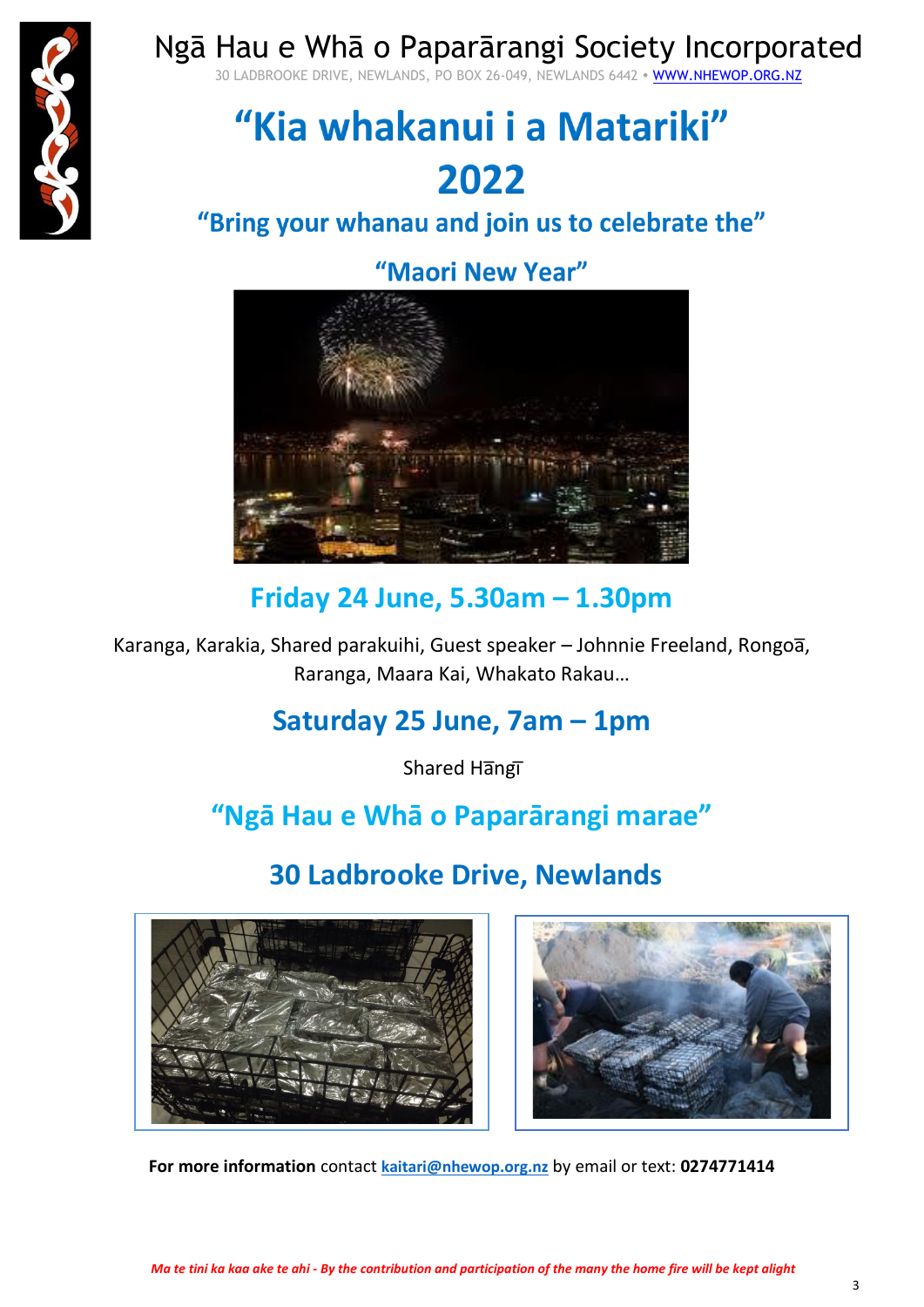# Ngā Hau e Whā o Paparārangi Society Incorporated

30 LADBROOKE DRIVE, NEWLANDS, PO BOX 26-049, NEWLANDS 6442 • WWW.NHEWOP.ORG.NZ

# “Kia whakanui i a Matariki” 2022

## “Bring your whanau and join us to celebrate the”

## “Maori New Year”

## Friday 24 June, 5.30am – 1.30pm

Karanga, Karakia, Shared parakuihi, Guest speaker – Johnnie Freeland, Rongoā, Raranga, Maara Kai, Whakato Rakau…

## Saturday 25 June, 7am – 1pm

Shared Hāngī

## “Ngā Hau e Whā o Paparārangi marae”

## 30 Ladbrooke Drive, Newlands

**For more information** contact **kaitari@nhewop.org.nz** by email or text: **0274771414**

*Ma te tini ka kaa ake te ahi - By the contribution and participation of the many the home fire will be kept alight*